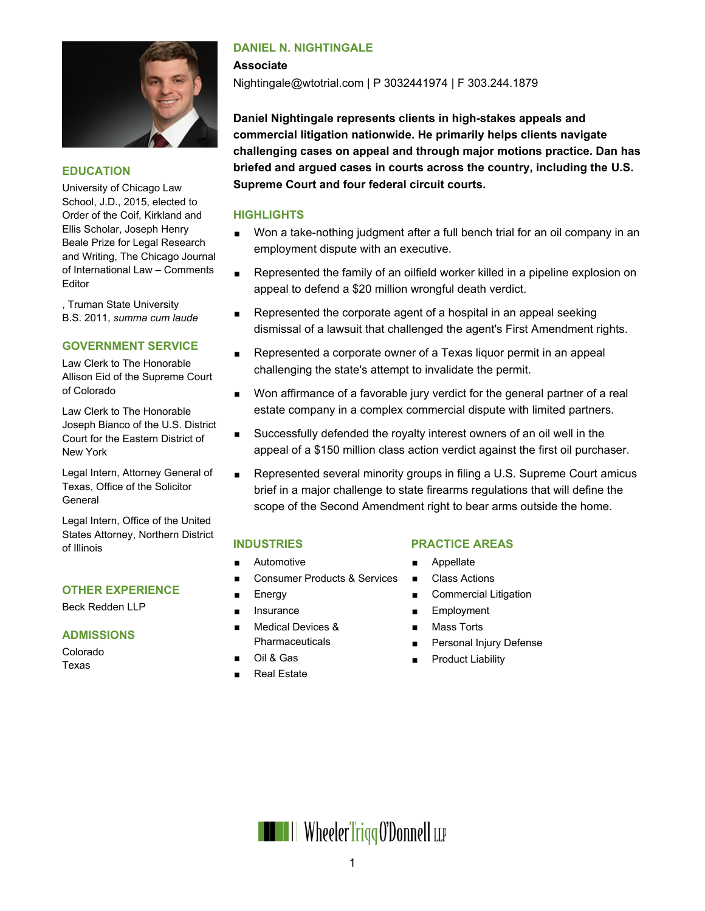# DANIEL N. NIGHTINGALE

**Associate**

Nightingale@wtotrial.com | P 3032441974 | F 303.244.1879

**Daniel Nightingale represents clients in high-stakes appeals and commercial litigation nationwide. He primarily helps clients navigate challenging cases on appeal and through major motions practice. Dan has briefed and argued cases in courts across the country, including the U.S. Supreme Court and four federal circuit courts.**

## HIGHLIGHTS

- Won a take-nothing judgment after a full bench trial for an oil company in an employment dispute with an executive.
- Represented the family of an oilfield worker killed in a pipeline explosion on appeal to defend a $20 million wrongful death verdict.
- Represented the corporate agent of a hospital in an appeal seeking dismissal of a lawsuit that challenged the agent's First Amendment rights.
- Represented a corporate owner of a Texas liquor permit in an appeal challenging the state's attempt to invalidate the permit.
- Won affirmance of a favorable jury verdict for the general partner of a real estate company in a complex commercial dispute with limited partners.
- Successfully defended the royalty interest owners of an oil well in the appeal of a $150 million class action verdict against the first oil purchaser.
- Represented several minority groups in filing a U.S. Supreme Court amicus brief in a major challenge to state firearms regulations that will define the scope of the Second Amendment right to bear arms outside the home.

## EDUCATION

University of Chicago Law School, J.D., 2015, elected to Order of the Coif, Kirkland and Ellis Scholar, Joseph Henry Beale Prize for Legal Research and Writing, The Chicago Journal of International Law – Comments Editor

, Truman State University
B.S. 2011, *summa cum laude*

## GOVERNMENT SERVICE

Law Clerk to The Honorable Allison Eid of the Supreme Court of Colorado

Law Clerk to The Honorable Joseph Bianco of the U.S. District Court for the Eastern District of New York

Legal Intern, Attorney General of Texas, Office of the Solicitor General

Legal Intern, Office of the United States Attorney, Northern District of Illinois

## OTHER EXPERIENCE

Beck Redden LLP

## ADMISSIONS

Colorado
Texas

## INDUSTRIES

- Automotive
- Consumer Products & Services
- Energy
- Insurance
- Medical Devices & Pharmaceuticals
- Oil & Gas
- Real Estate

## PRACTICE AREAS

- Appellate
- Class Actions
- Commercial Litigation
- Employment
- Mass Torts
- Personal Injury Defense
- Product Liability

Wheeler Trigg O'Donnell LLP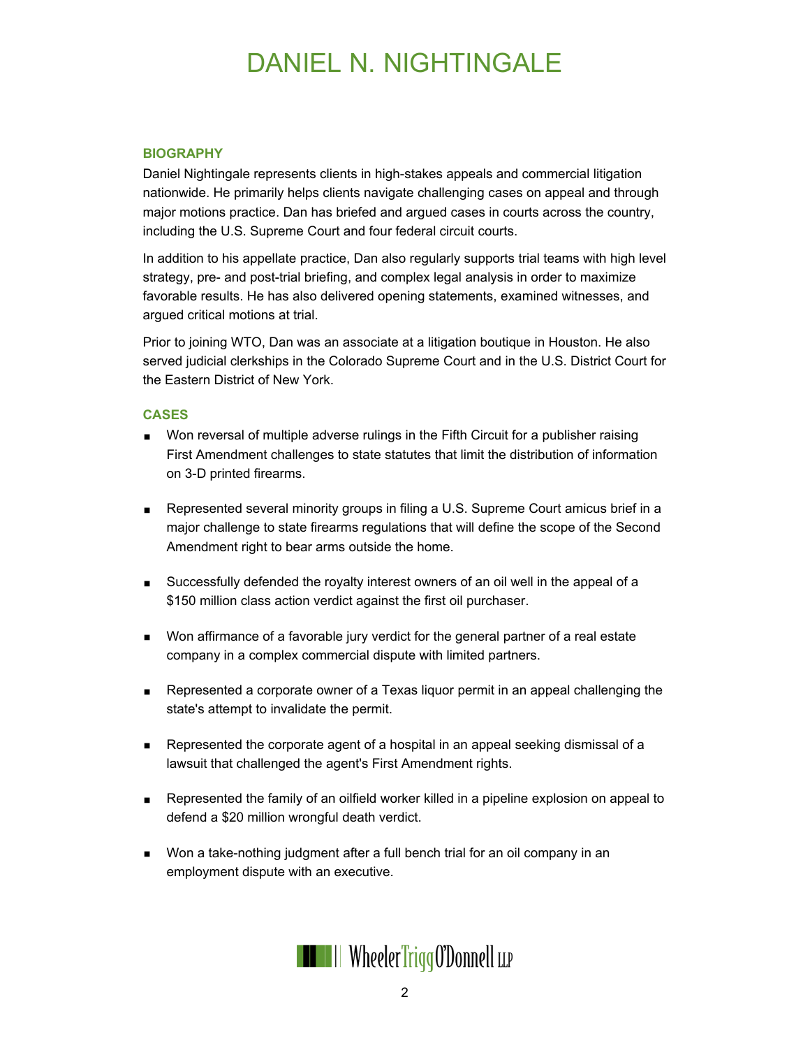# DANIEL N. NIGHTINGALE

## BIOGRAPHY

Daniel Nightingale represents clients in high-stakes appeals and commercial litigation nationwide. He primarily helps clients navigate challenging cases on appeal and through major motions practice. Dan has briefed and argued cases in courts across the country, including the U.S. Supreme Court and four federal circuit courts.

In addition to his appellate practice, Dan also regularly supports trial teams with high level strategy, pre- and post-trial briefing, and complex legal analysis in order to maximize favorable results. He has also delivered opening statements, examined witnesses, and argued critical motions at trial.

Prior to joining WTO, Dan was an associate at a litigation boutique in Houston. He also served judicial clerkships in the Colorado Supreme Court and in the U.S. District Court for the Eastern District of New York.

## CASES

- Won reversal of multiple adverse rulings in the Fifth Circuit for a publisher raising First Amendment challenges to state statutes that limit the distribution of information on 3-D printed firearms.
- Represented several minority groups in filing a U.S. Supreme Court amicus brief in a major challenge to state firearms regulations that will define the scope of the Second Amendment right to bear arms outside the home.
- Successfully defended the royalty interest owners of an oil well in the appeal of a $150 million class action verdict against the first oil purchaser.
- Won affirmance of a favorable jury verdict for the general partner of a real estate company in a complex commercial dispute with limited partners.
- Represented a corporate owner of a Texas liquor permit in an appeal challenging the state's attempt to invalidate the permit.
- Represented the corporate agent of a hospital in an appeal seeking dismissal of a lawsuit that challenged the agent's First Amendment rights.
- Represented the family of an oilfield worker killed in a pipeline explosion on appeal to defend a $20 million wrongful death verdict.
- Won a take-nothing judgment after a full bench trial for an oil company in an employment dispute with an executive.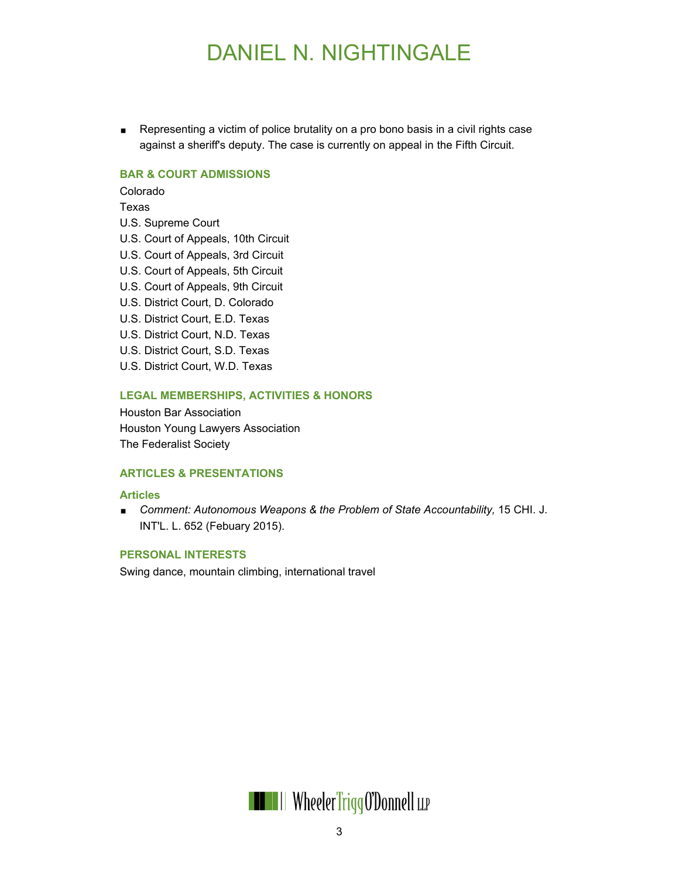- Representing a victim of police brutality on a pro bono basis in a civil rights case against a sheriff's deputy. The case is currently on appeal in the Fifth Circuit.

### BAR & COURT ADMISSIONS

Colorado
Texas
U.S. Supreme Court
U.S. Court of Appeals, 10th Circuit
U.S. Court of Appeals, 3rd Circuit
U.S. Court of Appeals, 5th Circuit
U.S. Court of Appeals, 9th Circuit
U.S. District Court, D. Colorado
U.S. District Court, E.D. Texas
U.S. District Court, N.D. Texas
U.S. District Court, S.D. Texas
U.S. District Court, W.D. Texas

### LEGAL MEMBERSHIPS, ACTIVITIES & HONORS

Houston Bar Association
Houston Young Lawyers Association
The Federalist Society

### ARTICLES & PRESENTATIONS

#### Articles

- *Comment: Autonomous Weapons & the Problem of State Accountability,* 15 CHI. J. INT'L. L. 652 (Febuary 2015).

### PERSONAL INTERESTS

Swing dance, mountain climbing, international travel